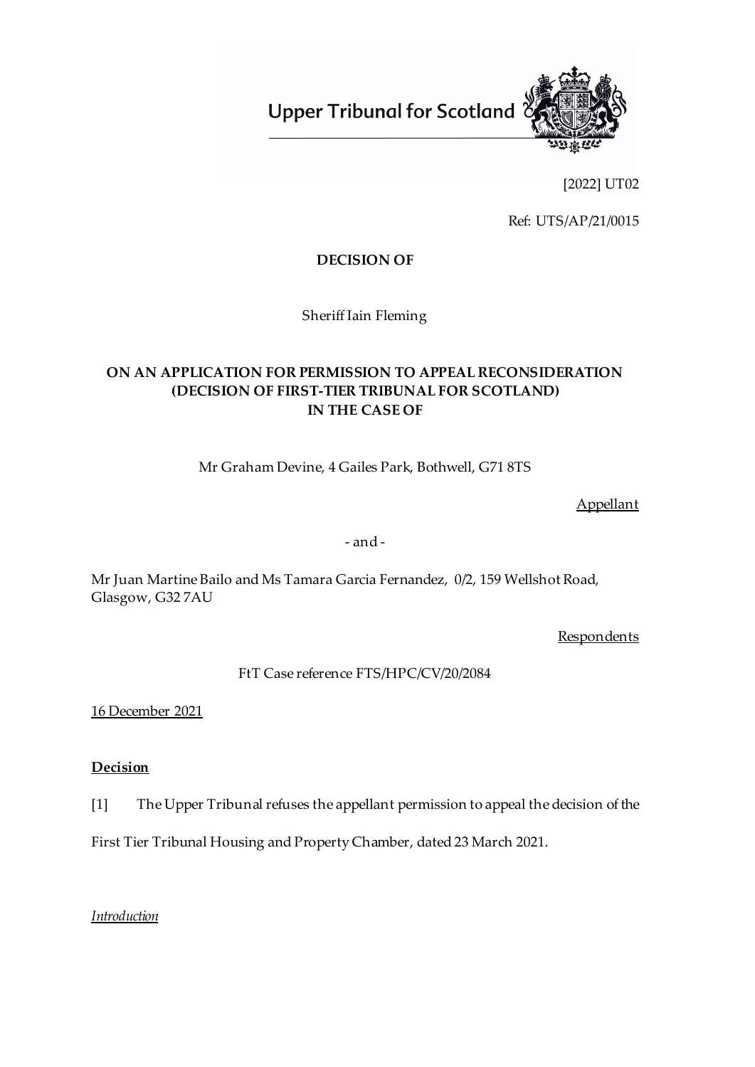Upper Tribunal for Scotland

[2022] UT02

Ref: UTS/AP/21/0015

**DECISION OF**

Sheriff Iain Fleming

**ON AN APPLICATION FOR PERMISSION TO APPEAL RECONSIDERATION (DECISION OF FIRST-TIER TRIBUNAL FOR SCOTLAND) IN THE CASE OF**

Mr Graham Devine, 4 Gailes Park, Bothwell, G71 8TS

Appellant

- and -

Mr Juan Martine Bailo and Ms Tamara Garcia Fernandez, 0/2, 159 Wellshot Road, Glasgow, G32 7AU

Respondents

FtT Case reference FTS/HPC/CV/20/2084

16 December 2021

**Decision**

[1] The Upper Tribunal refuses the appellant permission to appeal the decision of the First Tier Tribunal Housing and Property Chamber, dated 23 March 2021.

*Introduction*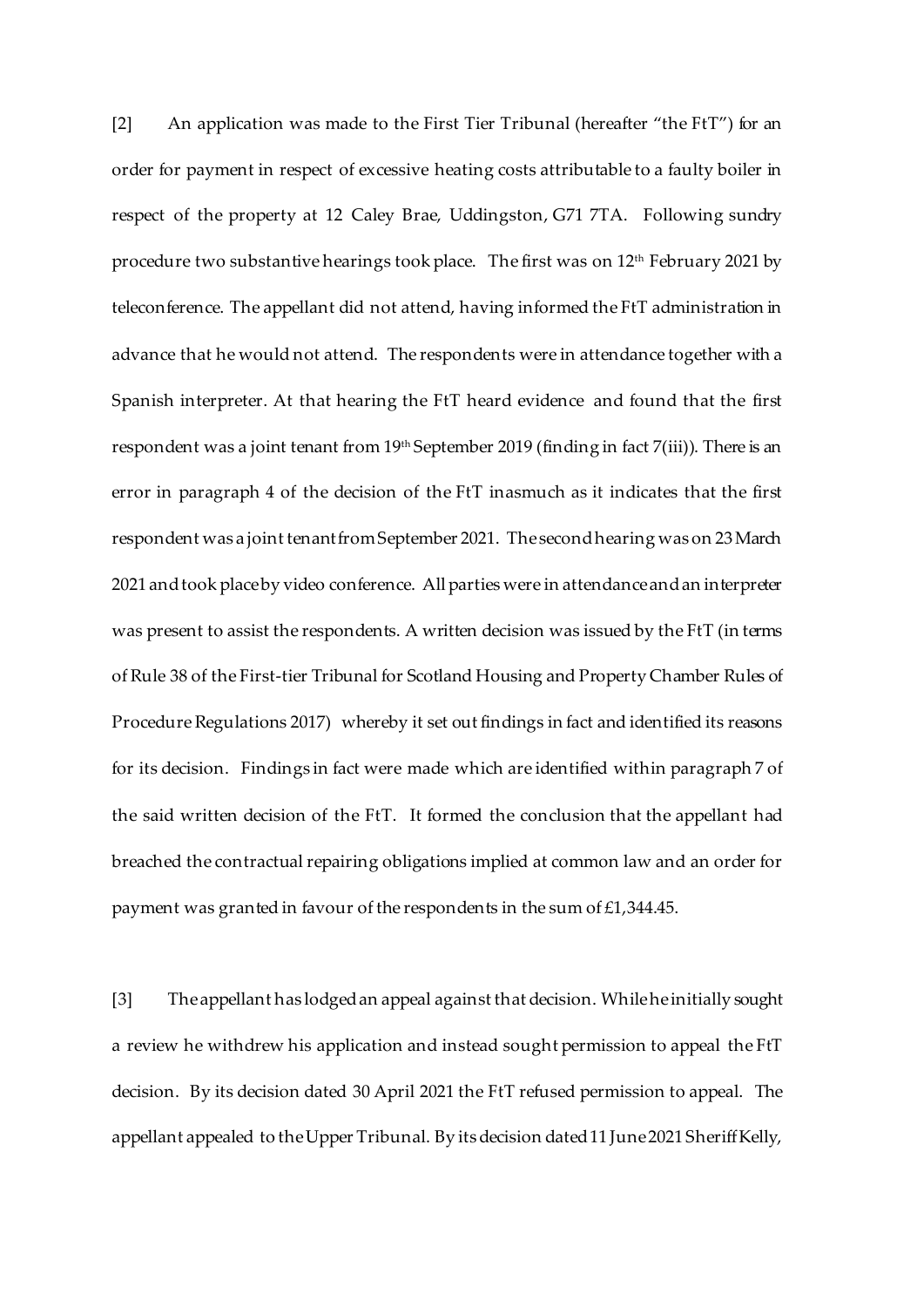[2] An application was made to the First Tier Tribunal (hereafter "the FtT") for an order for payment in respect of excessive heating costs attributable to a faulty boiler in respect of the property at 12 Caley Brae, Uddingston, G71 7TA. Following sundry procedure two substantive hearings took place. The first was on 12th February 2021 by teleconference. The appellant did not attend, having informed the FtT administration in advance that he would not attend. The respondents were in attendance together with a Spanish interpreter. At that hearing the FtT heard evidence and found that the first respondent was a joint tenant from 19th September 2019 (finding in fact 7(iii)). There is an error in paragraph 4 of the decision of the FtT inasmuch as it indicates that the first respondent was a joint tenant from September 2021. The second hearing was on 23 March 2021 and took place by video conference. All parties were in attendance and an interpreter was present to assist the respondents. A written decision was issued by the FtT (in terms of Rule 38 of the First-tier Tribunal for Scotland Housing and Property Chamber Rules of Procedure Regulations 2017) whereby it set out findings in fact and identified its reasons for its decision. Findings in fact were made which are identified within paragraph 7 of the said written decision of the FtT. It formed the conclusion that the appellant had breached the contractual repairing obligations implied at common law and an order for payment was granted in favour of the respondents in the sum of £1,344.45.

[3] The appellant has lodged an appeal against that decision. While he initially sought a review he withdrew his application and instead sought permission to appeal the FtT decision. By its decision dated 30 April 2021 the FtT refused permission to appeal. The appellant appealed to the Upper Tribunal. By its decision dated 11 June 2021 Sheriff Kelly,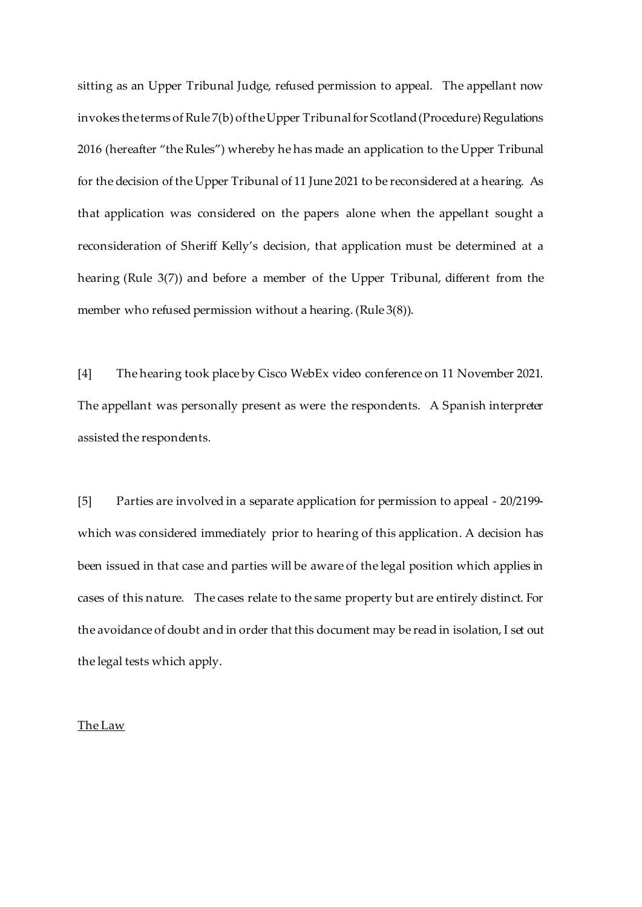sitting as an Upper Tribunal Judge, refused permission to appeal. The appellant now invokes the terms of Rule 7(b) of the Upper Tribunal for Scotland (Procedure) Regulations 2016 (hereafter "the Rules") whereby he has made an application to the Upper Tribunal for the decision of the Upper Tribunal of 11 June 2021 to be reconsidered at a hearing. As that application was considered on the papers alone when the appellant sought a reconsideration of Sheriff Kelly's decision, that application must be determined at a hearing (Rule 3(7)) and before a member of the Upper Tribunal, different from the member who refused permission without a hearing. (Rule 3(8)).

[4] The hearing took place by Cisco WebEx video conference on 11 November 2021. The appellant was personally present as were the respondents. A Spanish interpreter assisted the respondents.

[5] Parties are involved in a separate application for permission to appeal - 20/2199- which was considered immediately prior to hearing of this application. A decision has been issued in that case and parties will be aware of the legal position which applies in cases of this nature. The cases relate to the same property but are entirely distinct. For the avoidance of doubt and in order that this document may be read in isolation, I set out the legal tests which apply.

## The Law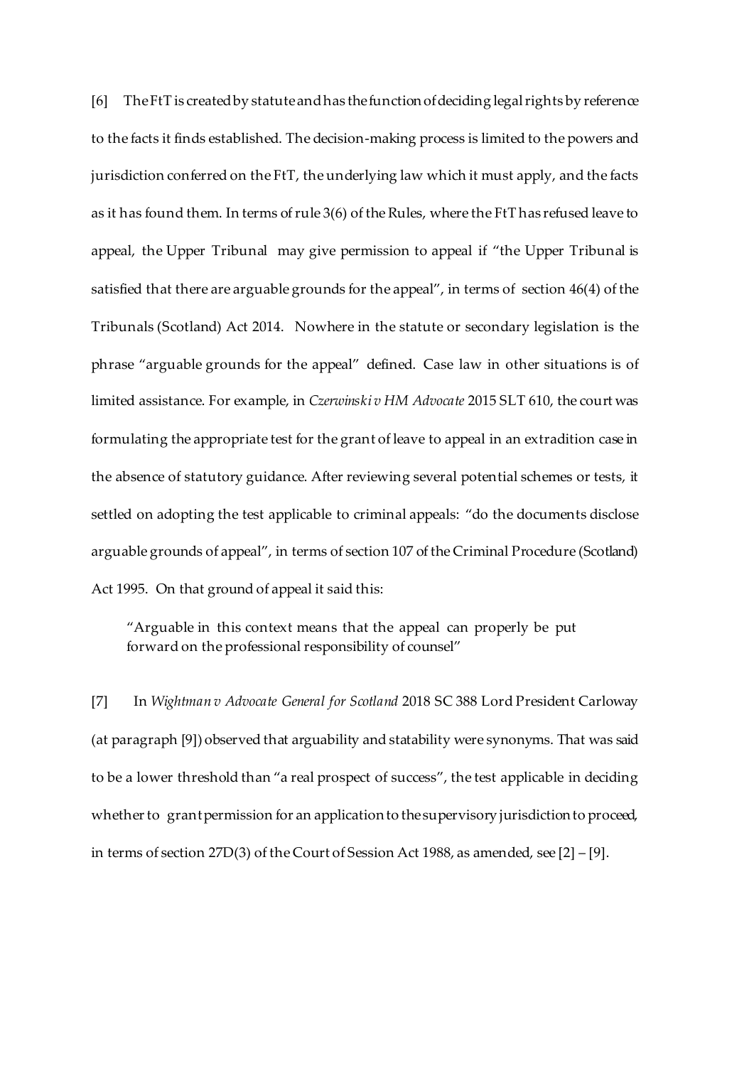[6] The FtT is created by statute and has the function of deciding legal rights by reference to the facts it finds established. The decision-making process is limited to the powers and jurisdiction conferred on the FtT, the underlying law which it must apply, and the facts as it has found them. In terms of rule 3(6) of the Rules, where the FtT has refused leave to appeal, the Upper Tribunal may give permission to appeal if "the Upper Tribunal is satisfied that there are arguable grounds for the appeal", in terms of section 46(4) of the Tribunals (Scotland) Act 2014. Nowhere in the statute or secondary legislation is the phrase "arguable grounds for the appeal" defined. Case law in other situations is of limited assistance. For example, in *Czerwinski v HM Advocate* 2015 SLT 610, the court was formulating the appropriate test for the grant of leave to appeal in an extradition case in the absence of statutory guidance. After reviewing several potential schemes or tests, it settled on adopting the test applicable to criminal appeals: "do the documents disclose arguable grounds of appeal", in terms of section 107 of the Criminal Procedure (Scotland) Act 1995. On that ground of appeal it said this:

> "Arguable in this context means that the appeal can properly be put forward on the professional responsibility of counsel"

[7] In *Wightman v Advocate General for Scotland* 2018 SC 388 Lord President Carloway (at paragraph [9]) observed that arguability and statability were synonyms. That was said to be a lower threshold than "a real prospect of success", the test applicable in deciding whether to grant permission for an application to the supervisory jurisdiction to proceed, in terms of section 27D(3) of the Court of Session Act 1988, as amended, see [2] – [9].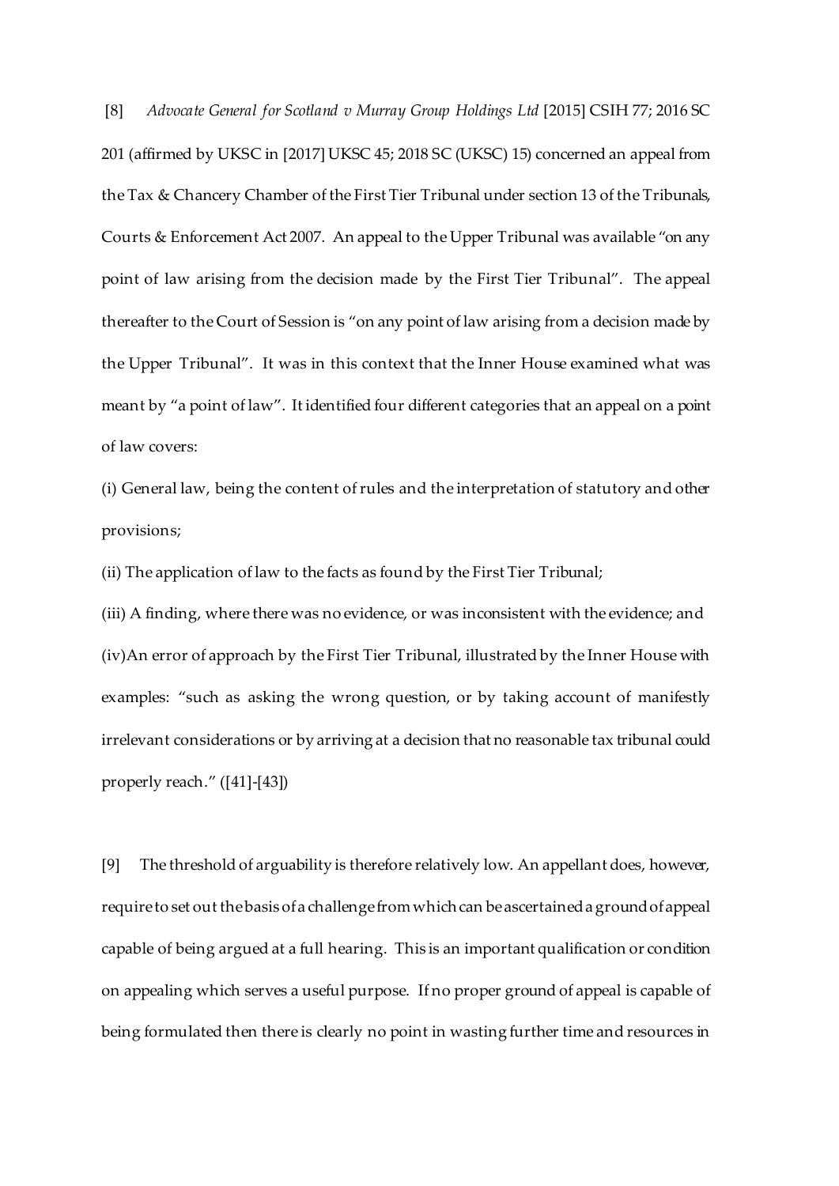[8] *Advocate General for Scotland v Murray Group Holdings Ltd* [2015] CSIH 77; 2016 SC 201 (affirmed by UKSC in [2017] UKSC 45; 2018 SC (UKSC) 15) concerned an appeal from the Tax & Chancery Chamber of the First Tier Tribunal under section 13 of the Tribunals, Courts & Enforcement Act 2007. An appeal to the Upper Tribunal was available "on any point of law arising from the decision made by the First Tier Tribunal". The appeal thereafter to the Court of Session is "on any point of law arising from a decision made by the Upper Tribunal". It was in this context that the Inner House examined what was meant by "a point of law". It identified four different categories that an appeal on a point of law covers:

(i) General law, being the content of rules and the interpretation of statutory and other provisions;

(ii) The application of law to the facts as found by the First Tier Tribunal;

(iii) A finding, where there was no evidence, or was inconsistent with the evidence; and

(iv) An error of approach by the First Tier Tribunal, illustrated by the Inner House with examples: "such as asking the wrong question, or by taking account of manifestly irrelevant considerations or by arriving at a decision that no reasonable tax tribunal could properly reach." ([41]-[43])

[9] The threshold of arguability is therefore relatively low. An appellant does, however, require to set out the basis of a challenge from which can be ascertained a ground of appeal capable of being argued at a full hearing. This is an important qualification or condition on appealing which serves a useful purpose. If no proper ground of appeal is capable of being formulated then there is clearly no point in wasting further time and resources in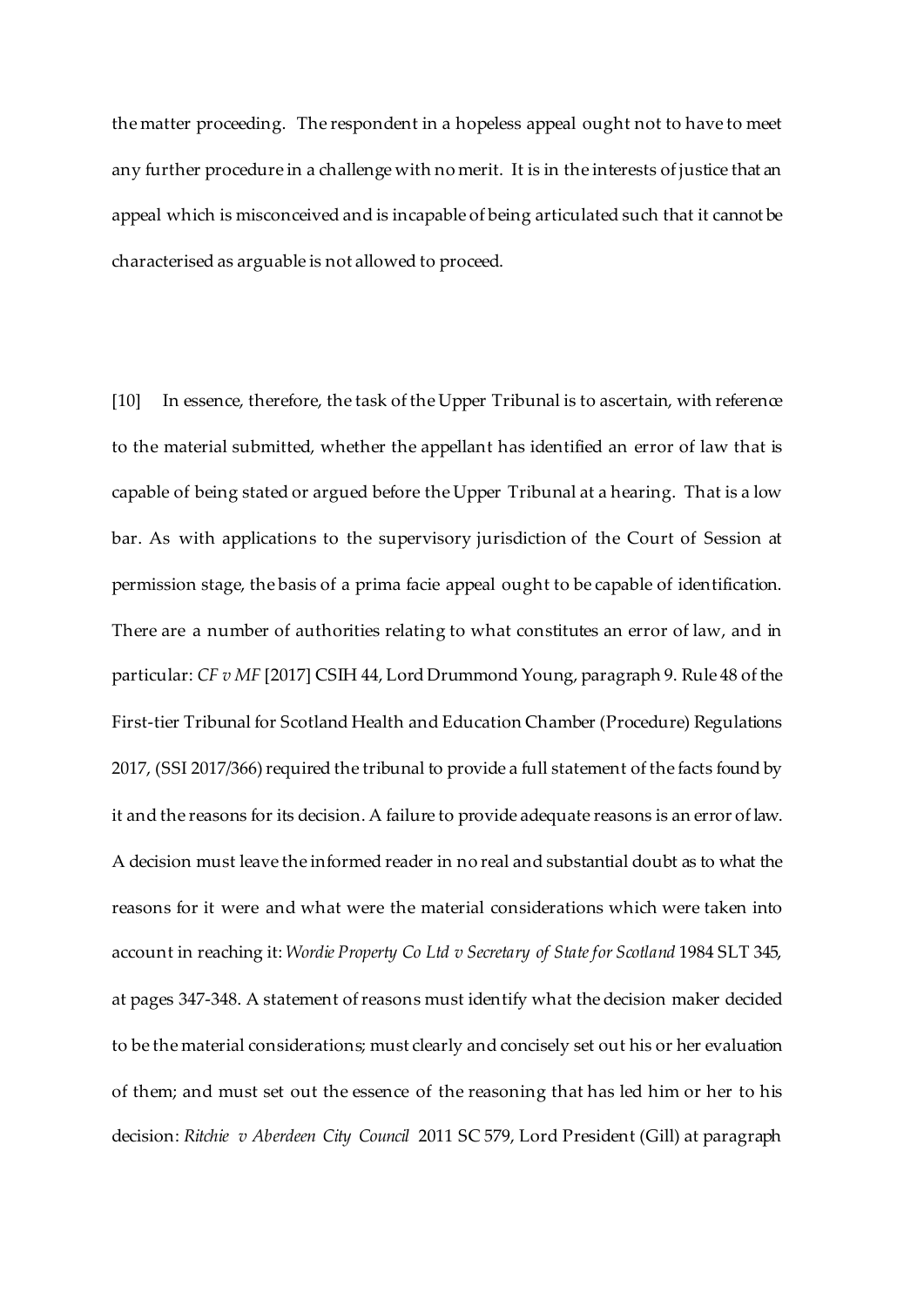the matter proceeding. The respondent in a hopeless appeal ought not to have to meet any further procedure in a challenge with no merit. It is in the interests of justice that an appeal which is misconceived and is incapable of being articulated such that it cannot be characterised as arguable is not allowed to proceed.

[10] In essence, therefore, the task of the Upper Tribunal is to ascertain, with reference to the material submitted, whether the appellant has identified an error of law that is capable of being stated or argued before the Upper Tribunal at a hearing. That is a low bar. As with applications to the supervisory jurisdiction of the Court of Session at permission stage, the basis of a prima facie appeal ought to be capable of identification. There are a number of authorities relating to what constitutes an error of law, and in particular: *CF v MF* [2017] CSIH 44, Lord Drummond Young, paragraph 9. Rule 48 of the First-tier Tribunal for Scotland Health and Education Chamber (Procedure) Regulations 2017, (SSI 2017/366) required the tribunal to provide a full statement of the facts found by it and the reasons for its decision. A failure to provide adequate reasons is an error of law. A decision must leave the informed reader in no real and substantial doubt as to what the reasons for it were and what were the material considerations which were taken into account in reaching it: *Wordie Property Co Ltd v Secretary of State for Scotland* 1984 SLT 345, at pages 347-348. A statement of reasons must identify what the decision maker decided to be the material considerations; must clearly and concisely set out his or her evaluation of them; and must set out the essence of the reasoning that has led him or her to his decision: *Ritchie v Aberdeen City Council* 2011 SC 579, Lord President (Gill) at paragraph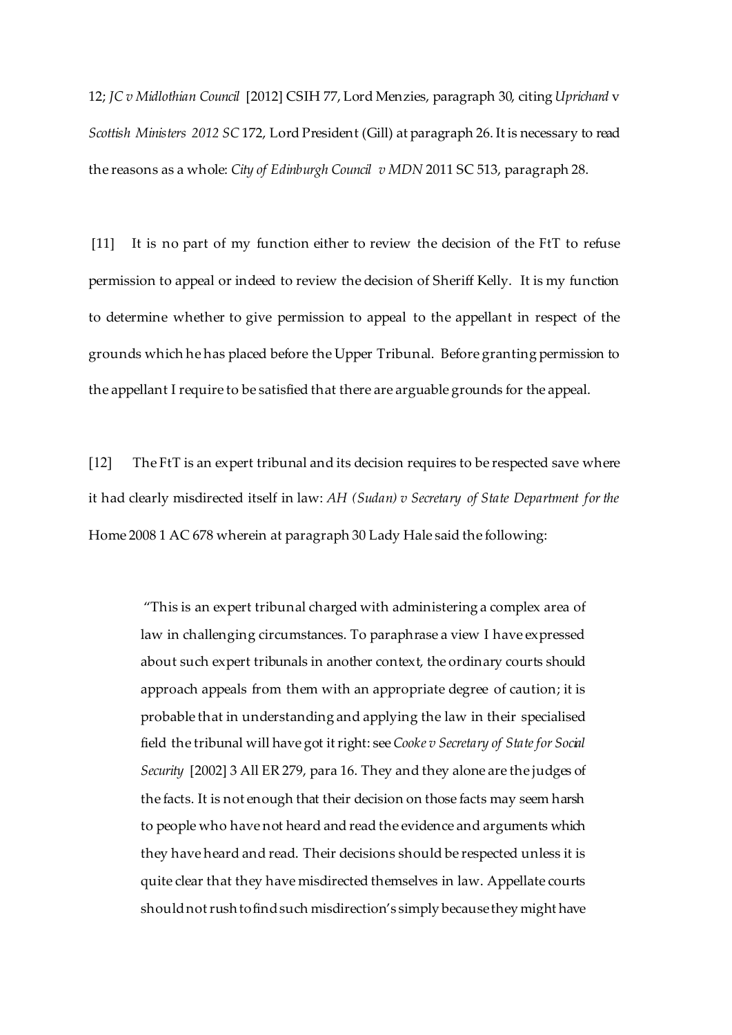12; *JC v Midlothian Council* [2012] CSIH 77, Lord Menzies, paragraph 30, citing *Uprichard* v *Scottish Ministers 2012 SC* 172, Lord President (Gill) at paragraph 26. It is necessary to read the reasons as a whole: *City of Edinburgh Council v MDN* 2011 SC 513, paragraph 28.

[11] It is no part of my function either to review the decision of the FtT to refuse permission to appeal or indeed to review the decision of Sheriff Kelly. It is my function to determine whether to give permission to appeal to the appellant in respect of the grounds which he has placed before the Upper Tribunal. Before granting permission to the appellant I require to be satisfied that there are arguable grounds for the appeal.

[12] The FtT is an expert tribunal and its decision requires to be respected save where it had clearly misdirected itself in law: *AH (Sudan) v Secretary of State Department for the* Home 2008 1 AC 678 wherein at paragraph 30 Lady Hale said the following:

> "This is an expert tribunal charged with administering a complex area of law in challenging circumstances. To paraphrase a view I have expressed about such expert tribunals in another context, the ordinary courts should approach appeals from them with an appropriate degree of caution; it is probable that in understanding and applying the law in their specialised field the tribunal will have got it right: see *Cooke v Secretary of State for Social Security* [2002] 3 All ER 279, para 16. They and they alone are the judges of the facts. It is not enough that their decision on those facts may seem harsh to people who have not heard and read the evidence and arguments which they have heard and read. Their decisions should be respected unless it is quite clear that they have misdirected themselves in law. Appellate courts should not rush to find such misdirection's simply because they might have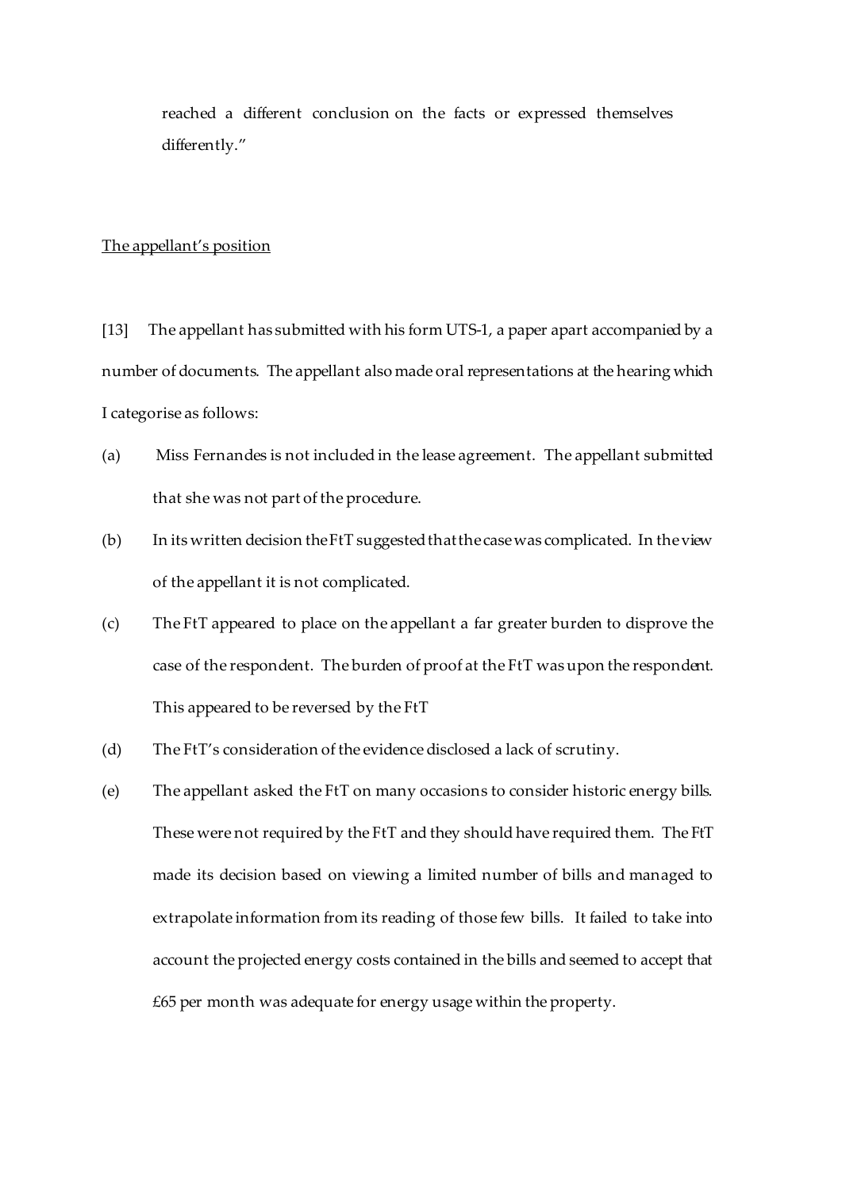reached a different conclusion on the facts or expressed themselves differently."

The appellant's position

[13] The appellant has submitted with his form UTS-1, a paper apart accompanied by a number of documents. The appellant also made oral representations at the hearing which I categorise as follows:

(a) Miss Fernandes is not included in the lease agreement. The appellant submitted that she was not part of the procedure.

(b) In its written decision the FtT suggested that the case was complicated. In the view of the appellant it is not complicated.

(c) The FtT appeared to place on the appellant a far greater burden to disprove the case of the respondent. The burden of proof at the FtT was upon the respondent. This appeared to be reversed by the FtT

(d) The FtT's consideration of the evidence disclosed a lack of scrutiny.

(e) The appellant asked the FtT on many occasions to consider historic energy bills. These were not required by the FtT and they should have required them. The FtT made its decision based on viewing a limited number of bills and managed to extrapolate information from its reading of those few bills. It failed to take into account the projected energy costs contained in the bills and seemed to accept that £65 per month was adequate for energy usage within the property.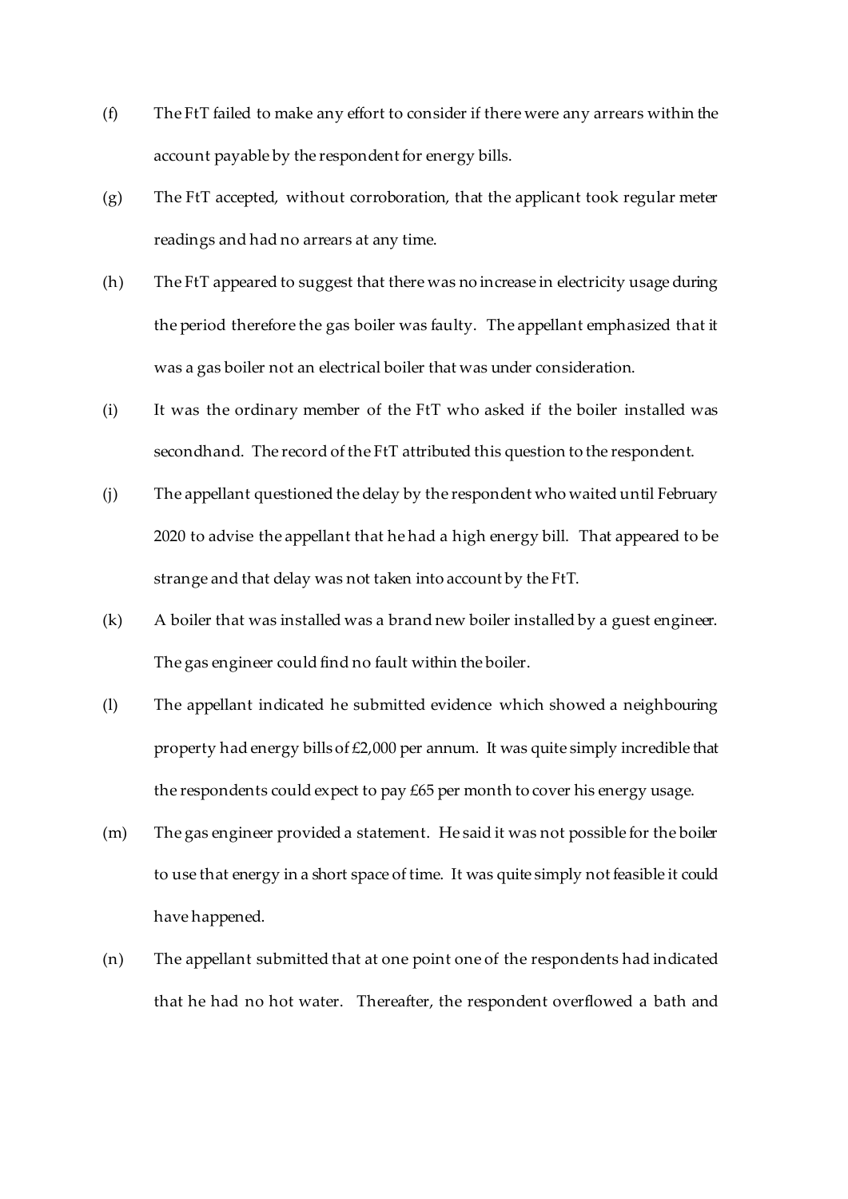(f) The FtT failed to make any effort to consider if there were any arrears within the account payable by the respondent for energy bills.

(g) The FtT accepted, without corroboration, that the applicant took regular meter readings and had no arrears at any time.

(h) The FtT appeared to suggest that there was no increase in electricity usage during the period therefore the gas boiler was faulty. The appellant emphasized that it was a gas boiler not an electrical boiler that was under consideration.

(i) It was the ordinary member of the FtT who asked if the boiler installed was secondhand. The record of the FtT attributed this question to the respondent.

(j) The appellant questioned the delay by the respondent who waited until February 2020 to advise the appellant that he had a high energy bill. That appeared to be strange and that delay was not taken into account by the FtT.

(k) A boiler that was installed was a brand new boiler installed by a guest engineer. The gas engineer could find no fault within the boiler.

(l) The appellant indicated he submitted evidence which showed a neighbouring property had energy bills of £2,000 per annum. It was quite simply incredible that the respondents could expect to pay £65 per month to cover his energy usage.

(m) The gas engineer provided a statement. He said it was not possible for the boiler to use that energy in a short space of time. It was quite simply not feasible it could have happened.

(n) The appellant submitted that at one point one of the respondents had indicated that he had no hot water. Thereafter, the respondent overflowed a bath and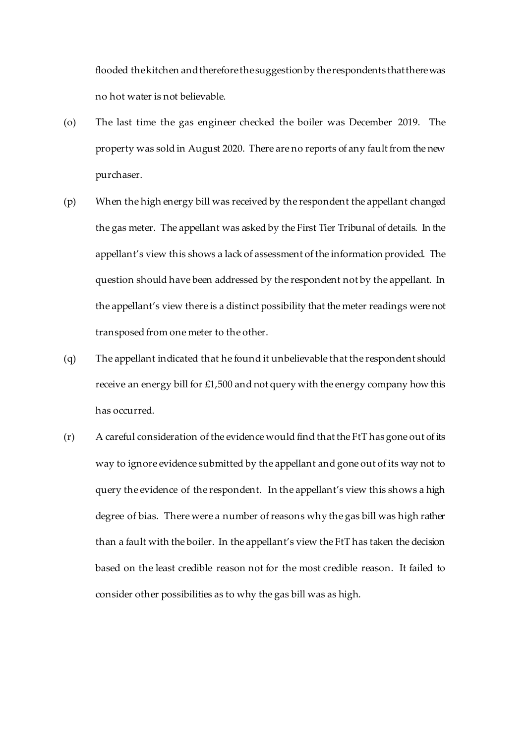flooded the kitchen and therefore the suggestion by the respondents that there was no hot water is not believable.

(o) The last time the gas engineer checked the boiler was December 2019. The property was sold in August 2020. There are no reports of any fault from the new purchaser.

(p) When the high energy bill was received by the respondent the appellant changed the gas meter. The appellant was asked by the First Tier Tribunal of details. In the appellant's view this shows a lack of assessment of the information provided. The question should have been addressed by the respondent not by the appellant. In the appellant's view there is a distinct possibility that the meter readings were not transposed from one meter to the other.

(q) The appellant indicated that he found it unbelievable that the respondent should receive an energy bill for £1,500 and not query with the energy company how this has occurred.

(r) A careful consideration of the evidence would find that the FtT has gone out of its way to ignore evidence submitted by the appellant and gone out of its way not to query the evidence of the respondent. In the appellant's view this shows a high degree of bias. There were a number of reasons why the gas bill was high rather than a fault with the boiler. In the appellant's view the FtT has taken the decision based on the least credible reason not for the most credible reason. It failed to consider other possibilities as to why the gas bill was as high.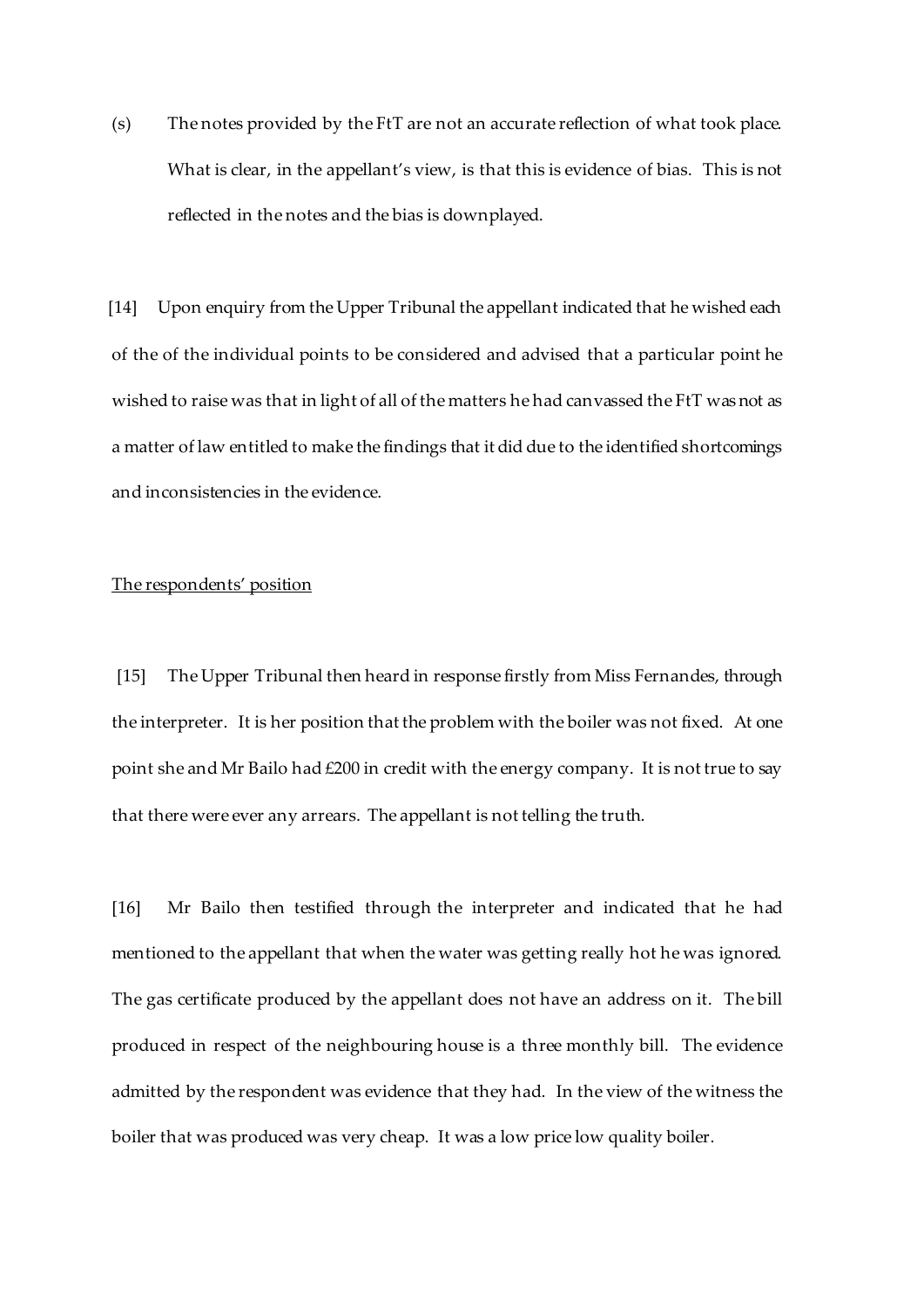(s) The notes provided by the FtT are not an accurate reflection of what took place. What is clear, in the appellant's view, is that this is evidence of bias. This is not reflected in the notes and the bias is downplayed.

[14] Upon enquiry from the Upper Tribunal the appellant indicated that he wished each of the of the individual points to be considered and advised that a particular point he wished to raise was that in light of all of the matters he had canvassed the FtT was not as a matter of law entitled to make the findings that it did due to the identified shortcomings and inconsistencies in the evidence.

<u>The respondents' position</u>

[15] The Upper Tribunal then heard in response firstly from Miss Fernandes, through the interpreter. It is her position that the problem with the boiler was not fixed. At one point she and Mr Bailo had £200 in credit with the energy company. It is not true to say that there were ever any arrears. The appellant is not telling the truth.

[16] Mr Bailo then testified through the interpreter and indicated that he had mentioned to the appellant that when the water was getting really hot he was ignored. The gas certificate produced by the appellant does not have an address on it. The bill produced in respect of the neighbouring house is a three monthly bill. The evidence admitted by the respondent was evidence that they had. In the view of the witness the boiler that was produced was very cheap. It was a low price low quality boiler.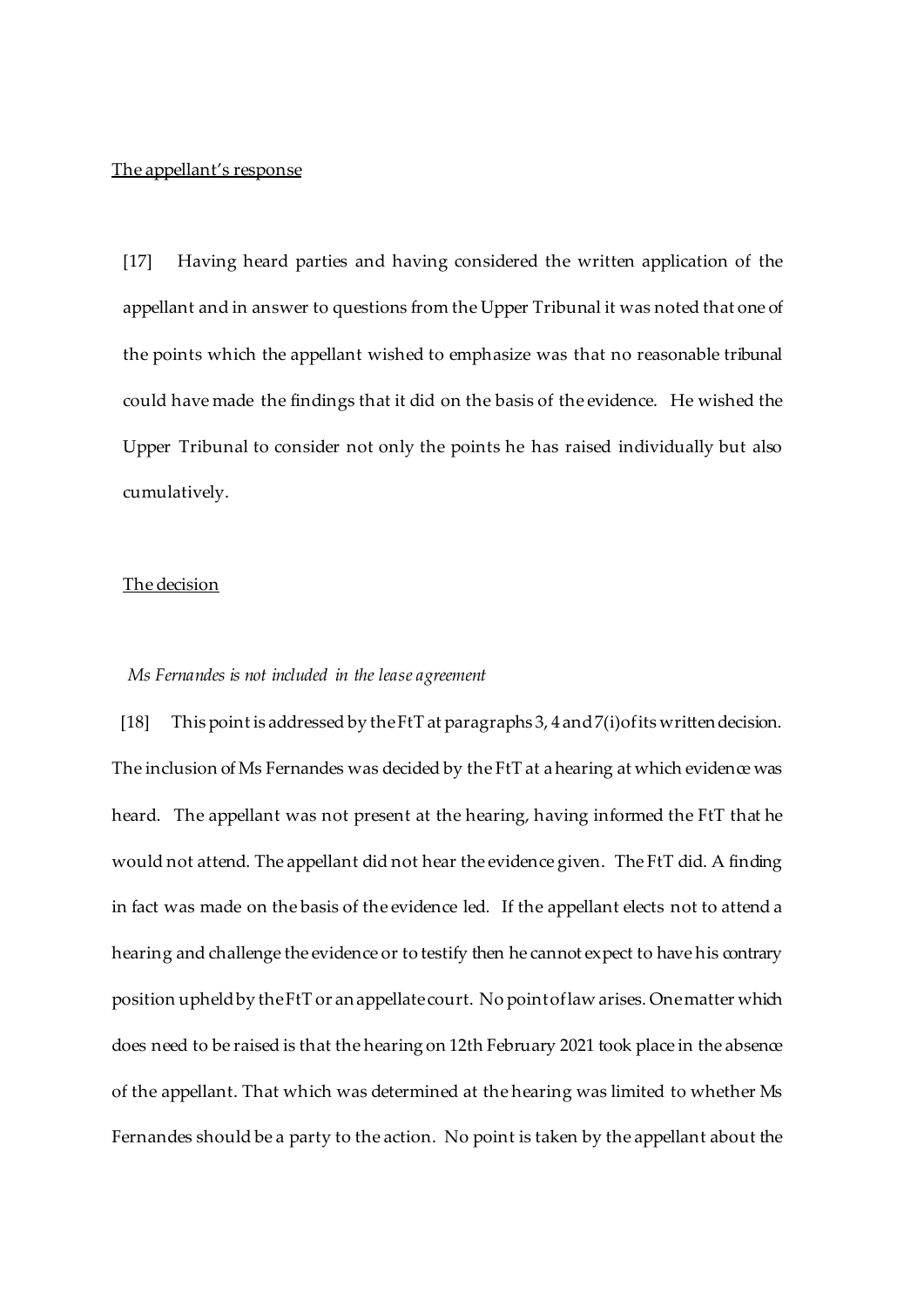The appellant's response

[17] Having heard parties and having considered the written application of the appellant and in answer to questions from the Upper Tribunal it was noted that one of the points which the appellant wished to emphasize was that no reasonable tribunal could have made the findings that it did on the basis of the evidence. He wished the Upper Tribunal to consider not only the points he has raised individually but also cumulatively.

The decision

*Ms Fernandes is not included in the lease agreement*

[18] This point is addressed by the FtT at paragraphs 3, 4 and 7(i) of its written decision. The inclusion of Ms Fernandes was decided by the FtT at a hearing at which evidence was heard. The appellant was not present at the hearing, having informed the FtT that he would not attend. The appellant did not hear the evidence given. The FtT did. A finding in fact was made on the basis of the evidence led. If the appellant elects not to attend a hearing and challenge the evidence or to testify then he cannot expect to have his contrary position upheld by the FtT or an appellate court. No point of law arises. One matter which does need to be raised is that the hearing on 12th February 2021 took place in the absence of the appellant. That which was determined at the hearing was limited to whether Ms Fernandes should be a party to the action. No point is taken by the appellant about the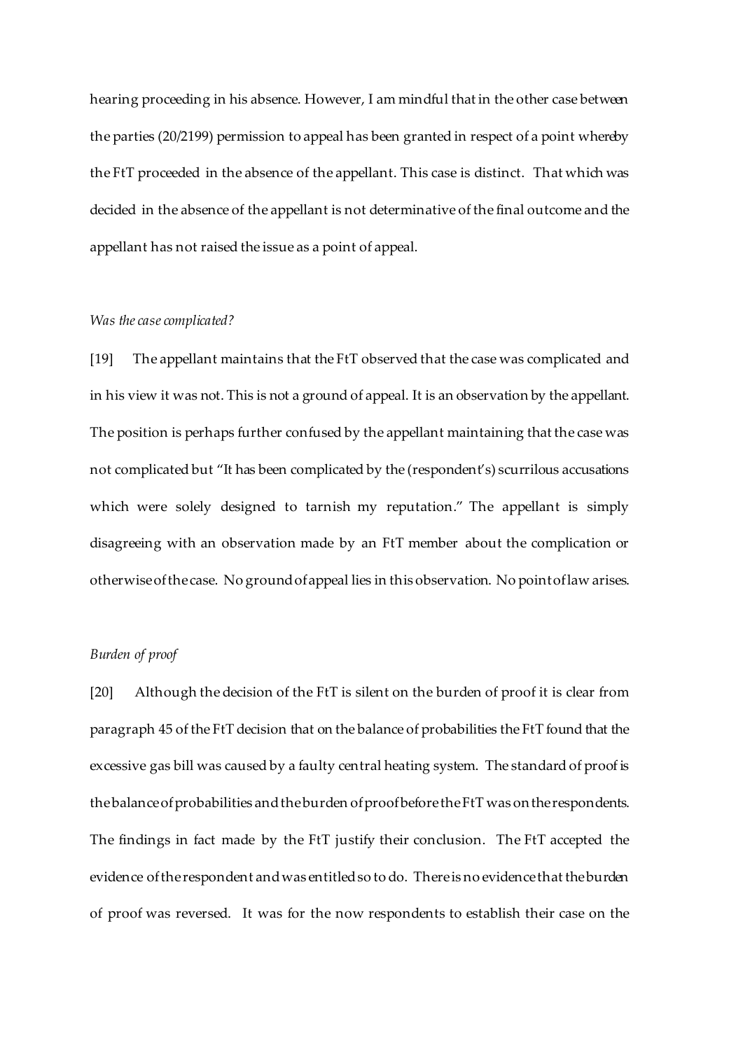hearing proceeding in his absence. However, I am mindful that in the other case between the parties (20/2199) permission to appeal has been granted in respect of a point whereby the FtT proceeded in the absence of the appellant. This case is distinct. That which was decided in the absence of the appellant is not determinative of the final outcome and the appellant has not raised the issue as a point of appeal.

*Was the case complicated?*

[19] The appellant maintains that the FtT observed that the case was complicated and in his view it was not. This is not a ground of appeal. It is an observation by the appellant. The position is perhaps further confused by the appellant maintaining that the case was not complicated but "It has been complicated by the (respondent's) scurrilous accusations which were solely designed to tarnish my reputation." The appellant is simply disagreeing with an observation made by an FtT member about the complication or otherwise of the case. No ground of appeal lies in this observation. No point of law arises.

*Burden of proof*

[20] Although the decision of the FtT is silent on the burden of proof it is clear from paragraph 45 of the FtT decision that on the balance of probabilities the FtT found that the excessive gas bill was caused by a faulty central heating system. The standard of proof is the balance of probabilities and the burden of proof before the FtT was on the respondents. The findings in fact made by the FtT justify their conclusion. The FtT accepted the evidence of the respondent and was entitled so to do. There is no evidence that the burden of proof was reversed. It was for the now respondents to establish their case on the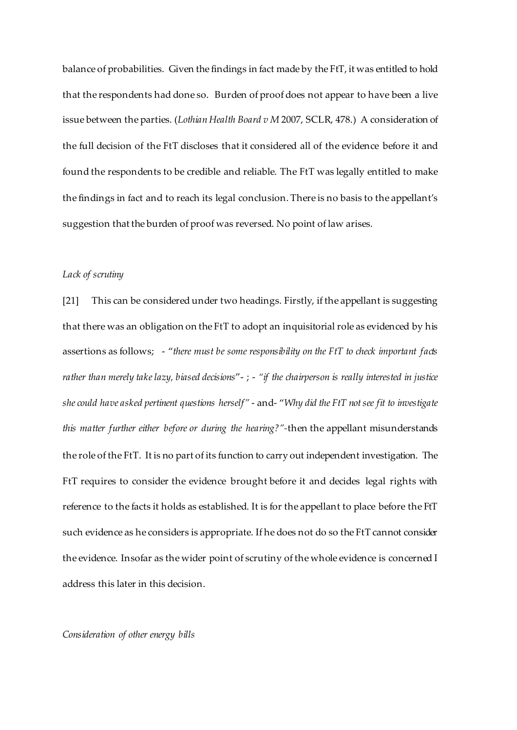balance of probabilities. Given the findings in fact made by the FtT, it was entitled to hold that the respondents had done so. Burden of proof does not appear to have been a live issue between the parties. (*Lothian Health Board v M* 2007, SCLR, 478.) A consideration of the full decision of the FtT discloses that it considered all of the evidence before it and found the respondents to be credible and reliable. The FtT was legally entitled to make the findings in fact and to reach its legal conclusion. There is no basis to the appellant's suggestion that the burden of proof was reversed. No point of law arises.

*Lack of scrutiny*

[21] This can be considered under two headings. Firstly, if the appellant is suggesting that there was an obligation on the FtT to adopt an inquisitorial role as evidenced by his assertions as follows; - "*there must be some responsibility on the FtT to check important facts rather than merely take lazy, biased decisions*"- ; - *"if the chairperson is really interested in justice she could have asked pertinent questions herself"* - and- "*Why did the FtT not see fit to investigate this matter further either before or during the hearing?"*-then the appellant misunderstands the role of the FtT. It is no part of its function to carry out independent investigation. The FtT requires to consider the evidence brought before it and decides legal rights with reference to the facts it holds as established. It is for the appellant to place before the FtT such evidence as he considers is appropriate. If he does not do so the FtT cannot consider the evidence. Insofar as the wider point of scrutiny of the whole evidence is concerned I address this later in this decision.

*Consideration of other energy bills*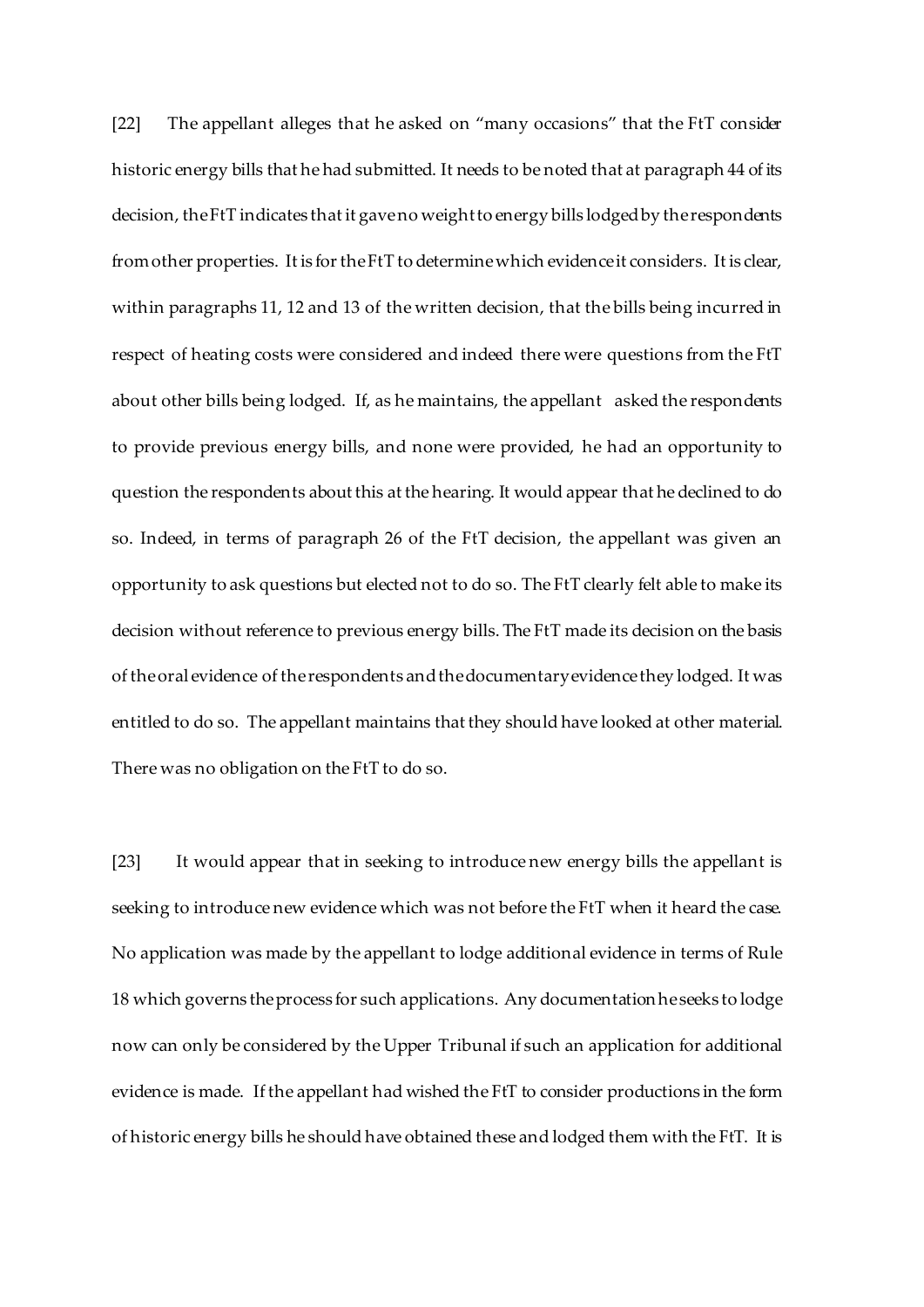[22] The appellant alleges that he asked on "many occasions" that the FtT consider historic energy bills that he had submitted. It needs to be noted that at paragraph 44 of its decision, the FtT indicates that it gave no weight to energy bills lodged by the respondents from other properties. It is for the FtT to determine which evidence it considers. It is clear, within paragraphs 11, 12 and 13 of the written decision, that the bills being incurred in respect of heating costs were considered and indeed there were questions from the FtT about other bills being lodged. If, as he maintains, the appellant asked the respondents to provide previous energy bills, and none were provided, he had an opportunity to question the respondents about this at the hearing. It would appear that he declined to do so. Indeed, in terms of paragraph 26 of the FtT decision, the appellant was given an opportunity to ask questions but elected not to do so. The FtT clearly felt able to make its decision without reference to previous energy bills. The FtT made its decision on the basis of the oral evidence of the respondents and the documentary evidence they lodged. It was entitled to do so. The appellant maintains that they should have looked at other material. There was no obligation on the FtT to do so.

[23] It would appear that in seeking to introduce new energy bills the appellant is seeking to introduce new evidence which was not before the FtT when it heard the case. No application was made by the appellant to lodge additional evidence in terms of Rule 18 which governs the process for such applications. Any documentation he seeks to lodge now can only be considered by the Upper Tribunal if such an application for additional evidence is made. If the appellant had wished the FtT to consider productions in the form of historic energy bills he should have obtained these and lodged them with the FtT. It is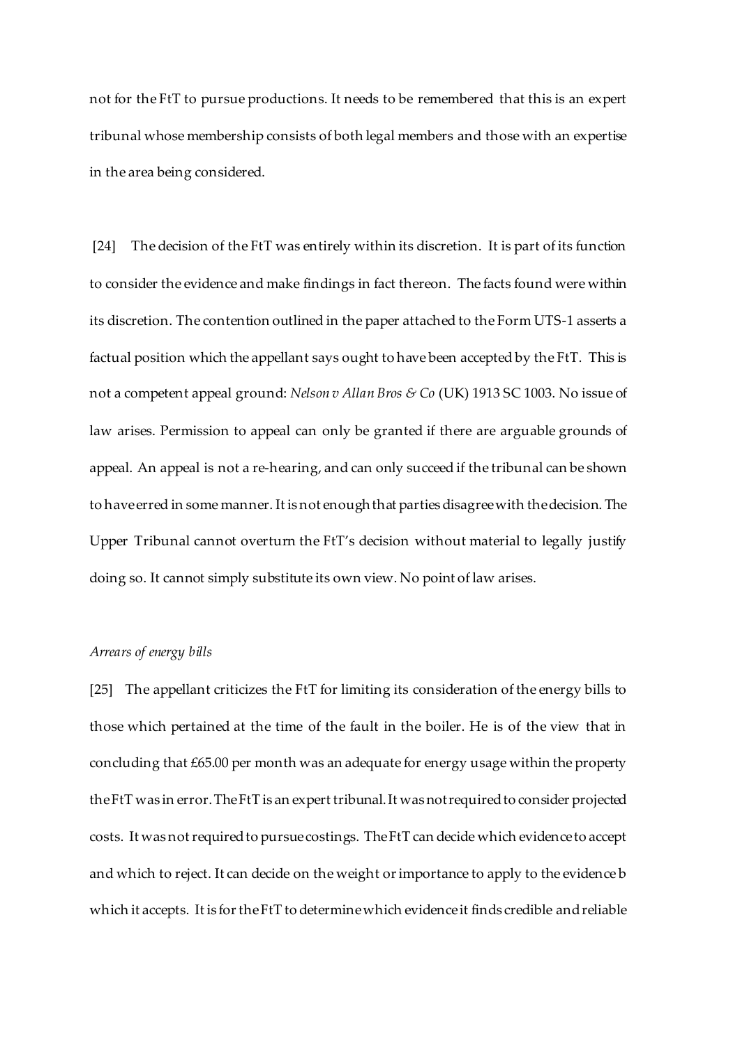not for the FtT to pursue productions. It needs to be remembered that this is an expert tribunal whose membership consists of both legal members and those with an expertise in the area being considered.

[24] The decision of the FtT was entirely within its discretion. It is part of its function to consider the evidence and make findings in fact thereon. The facts found were within its discretion. The contention outlined in the paper attached to the Form UTS-1 asserts a factual position which the appellant says ought to have been accepted by the FtT. This is not a competent appeal ground: *Nelson v Allan Bros & Co* (UK) 1913 SC 1003. No issue of law arises. Permission to appeal can only be granted if there are arguable grounds of appeal. An appeal is not a re-hearing, and can only succeed if the tribunal can be shown to have erred in some manner. It is not enough that parties disagree with the decision. The Upper Tribunal cannot overturn the FtT's decision without material to legally justify doing so. It cannot simply substitute its own view. No point of law arises.

*Arrears of energy bills*

[25] The appellant criticizes the FtT for limiting its consideration of the energy bills to those which pertained at the time of the fault in the boiler. He is of the view that in concluding that £65.00 per month was an adequate for energy usage within the property the FtT was in error. The FtT is an expert tribunal. It was not required to consider projected costs. It was not required to pursue costings. The FtT can decide which evidence to accept and which to reject. It can decide on the weight or importance to apply to the evidence b which it accepts. It is for the FtT to determine which evidence it finds credible and reliable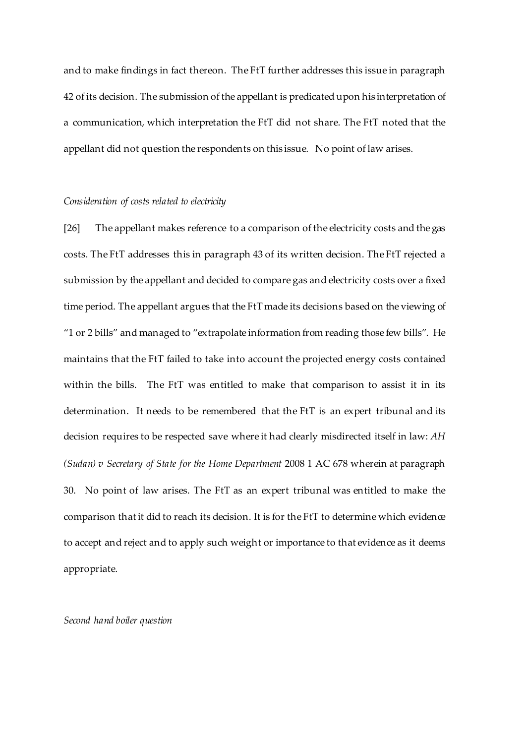and to make findings in fact thereon. The FtT further addresses this issue in paragraph 42 of its decision. The submission of the appellant is predicated upon his interpretation of a communication, which interpretation the FtT did not share. The FtT noted that the appellant did not question the respondents on this issue. No point of law arises.

*Consideration of costs related to electricity*

[26] The appellant makes reference to a comparison of the electricity costs and the gas costs. The FtT addresses this in paragraph 43 of its written decision. The FtT rejected a submission by the appellant and decided to compare gas and electricity costs over a fixed time period. The appellant argues that the FtT made its decisions based on the viewing of "1 or 2 bills" and managed to "extrapolate information from reading those few bills". He maintains that the FtT failed to take into account the projected energy costs contained within the bills. The FtT was entitled to make that comparison to assist it in its determination. It needs to be remembered that the FtT is an expert tribunal and its decision requires to be respected save where it had clearly misdirected itself in law: *AH (Sudan) v Secretary of State for the Home Department* 2008 1 AC 678 wherein at paragraph 30. No point of law arises. The FtT as an expert tribunal was entitled to make the comparison that it did to reach its decision. It is for the FtT to determine which evidence to accept and reject and to apply such weight or importance to that evidence as it deems appropriate.

*Second hand boiler question*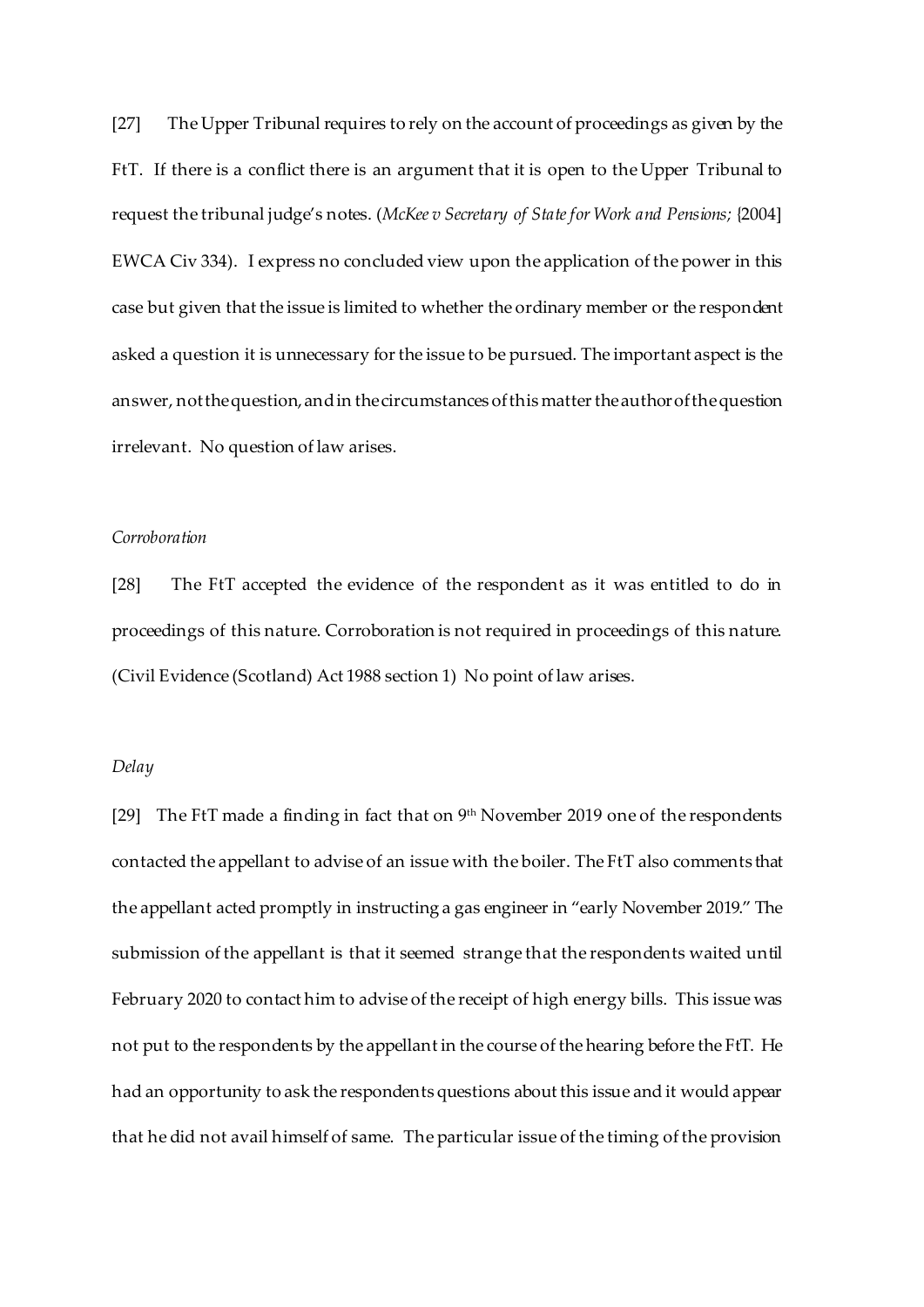[27] The Upper Tribunal requires to rely on the account of proceedings as given by the FtT. If there is a conflict there is an argument that it is open to the Upper Tribunal to request the tribunal judge's notes. (*McKee v Secretary of State for Work and Pensions;* {2004] EWCA Civ 334). I express no concluded view upon the application of the power in this case but given that the issue is limited to whether the ordinary member or the respondent asked a question it is unnecessary for the issue to be pursued. The important aspect is the answer, not the question, and in the circumstances of this matter the author of the question irrelevant. No question of law arises.

*Corroboration*

[28] The FtT accepted the evidence of the respondent as it was entitled to do in proceedings of this nature. Corroboration is not required in proceedings of this nature. (Civil Evidence (Scotland) Act 1988 section 1) No point of law arises.

*Delay*

[29] The FtT made a finding in fact that on 9th November 2019 one of the respondents contacted the appellant to advise of an issue with the boiler. The FtT also comments that the appellant acted promptly in instructing a gas engineer in "early November 2019." The submission of the appellant is that it seemed strange that the respondents waited until February 2020 to contact him to advise of the receipt of high energy bills. This issue was not put to the respondents by the appellant in the course of the hearing before the FtT. He had an opportunity to ask the respondents questions about this issue and it would appear that he did not avail himself of same. The particular issue of the timing of the provision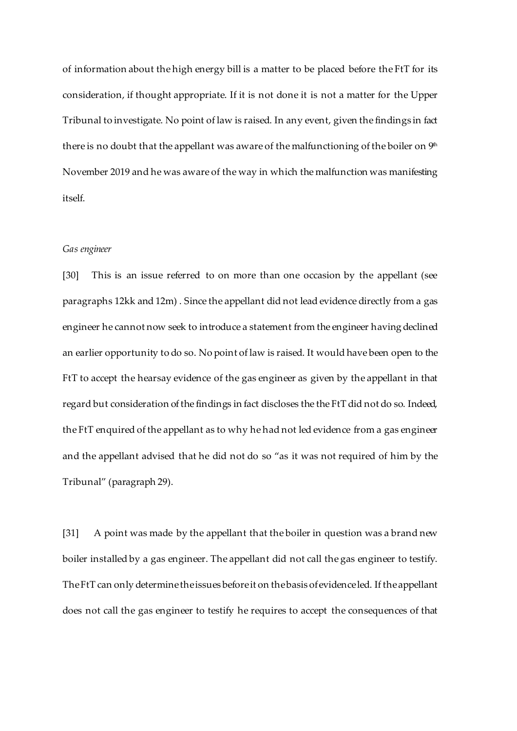of information about the high energy bill is a matter to be placed before the FtT for its consideration, if thought appropriate. If it is not done it is not a matter for the Upper Tribunal to investigate. No point of law is raised. In any event, given the findings in fact there is no doubt that the appellant was aware of the malfunctioning of the boiler on 9th November 2019 and he was aware of the way in which the malfunction was manifesting itself.

*Gas engineer*

[30] This is an issue referred to on more than one occasion by the appellant (see paragraphs 12kk and 12m) . Since the appellant did not lead evidence directly from a gas engineer he cannot now seek to introduce a statement from the engineer having declined an earlier opportunity to do so. No point of law is raised. It would have been open to the FtT to accept the hearsay evidence of the gas engineer as given by the appellant in that regard but consideration of the findings in fact discloses the the FtT did not do so. Indeed, the FtT enquired of the appellant as to why he had not led evidence from a gas engineer and the appellant advised that he did not do so "as it was not required of him by the Tribunal" (paragraph 29).

[31] A point was made by the appellant that the boiler in question was a brand new boiler installed by a gas engineer. The appellant did not call the gas engineer to testify. The FtT can only determine the issues before it on the basis of evidence led. If the appellant does not call the gas engineer to testify he requires to accept the consequences of that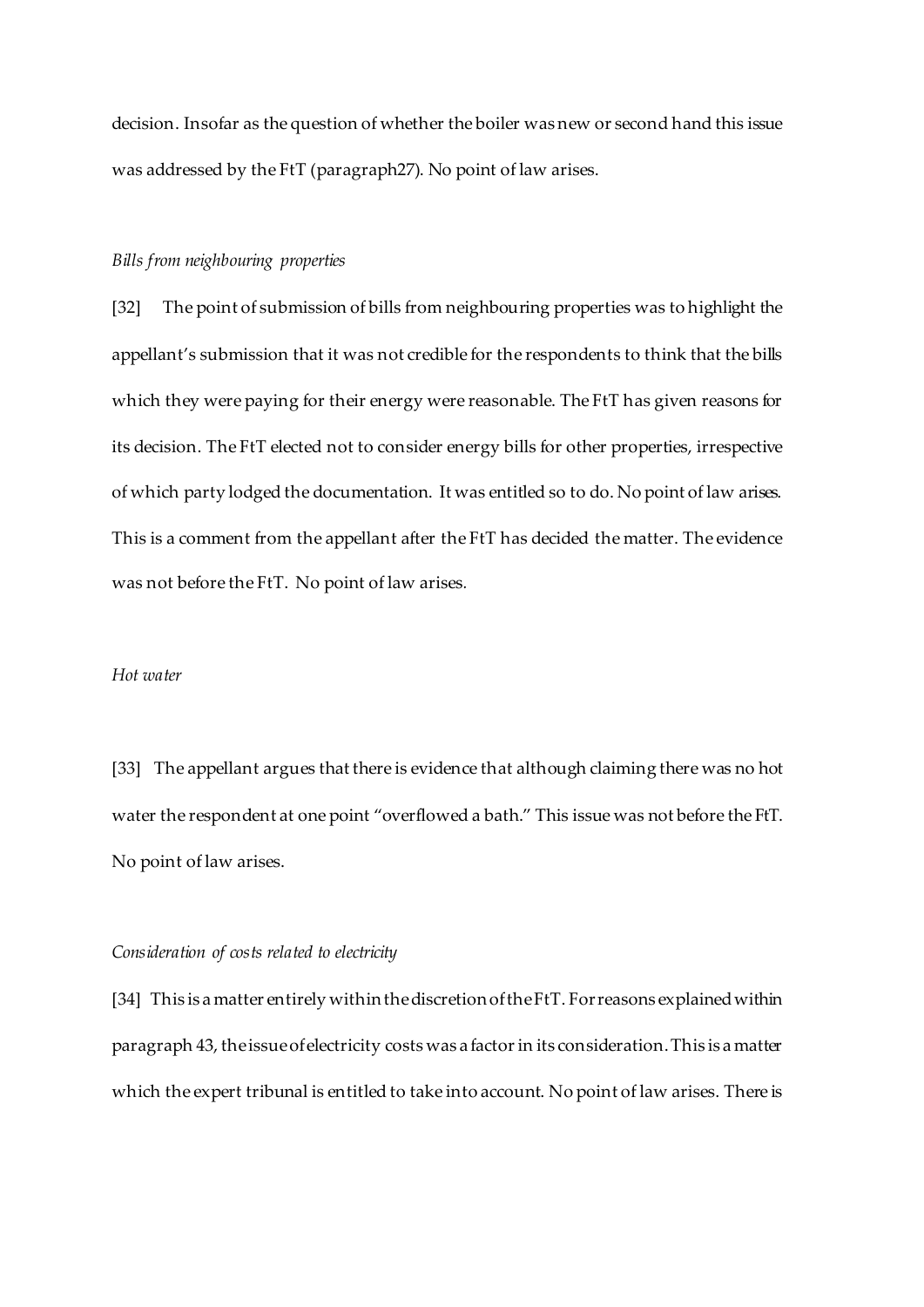decision. Insofar as the question of whether the boiler was new or second hand this issue was addressed by the FtT (paragraph27). No point of law arises.

*Bills from neighbouring properties*

[32] The point of submission of bills from neighbouring properties was to highlight the appellant's submission that it was not credible for the respondents to think that the bills which they were paying for their energy were reasonable. The FtT has given reasons for its decision. The FtT elected not to consider energy bills for other properties, irrespective of which party lodged the documentation. It was entitled so to do. No point of law arises. This is a comment from the appellant after the FtT has decided the matter. The evidence was not before the FtT. No point of law arises.

*Hot water*

[33] The appellant argues that there is evidence that although claiming there was no hot water the respondent at one point "overflowed a bath." This issue was not before the FtT. No point of law arises.

*Consideration of costs related to electricity*

[34] This is a matter entirely within the discretion of the FtT. For reasons explained within paragraph 43, the issue of electricity costs was a factor in its consideration. This is a matter which the expert tribunal is entitled to take into account. No point of law arises. There is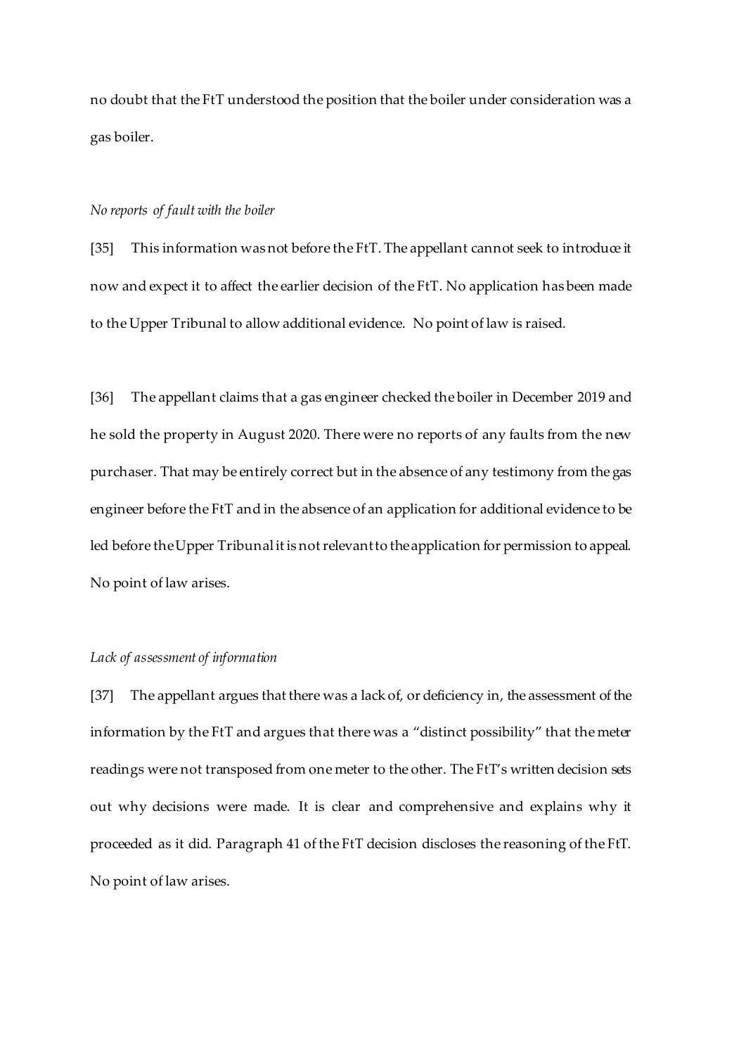no doubt that the FtT understood the position that the boiler under consideration was a gas boiler.

*No reports of fault with the boiler*

[35] This information was not before the FtT. The appellant cannot seek to introduce it now and expect it to affect the earlier decision of the FtT. No application has been made to the Upper Tribunal to allow additional evidence. No point of law is raised.

[36] The appellant claims that a gas engineer checked the boiler in December 2019 and he sold the property in August 2020. There were no reports of any faults from the new purchaser. That may be entirely correct but in the absence of any testimony from the gas engineer before the FtT and in the absence of an application for additional evidence to be led before the Upper Tribunal it is not relevant to the application for permission to appeal. No point of law arises.

*Lack of assessment of information*

[37] The appellant argues that there was a lack of, or deficiency in, the assessment of the information by the FtT and argues that there was a "distinct possibility" that the meter readings were not transposed from one meter to the other. The FtT's written decision sets out why decisions were made. It is clear and comprehensive and explains why it proceeded as it did. Paragraph 41 of the FtT decision discloses the reasoning of the FtT. No point of law arises.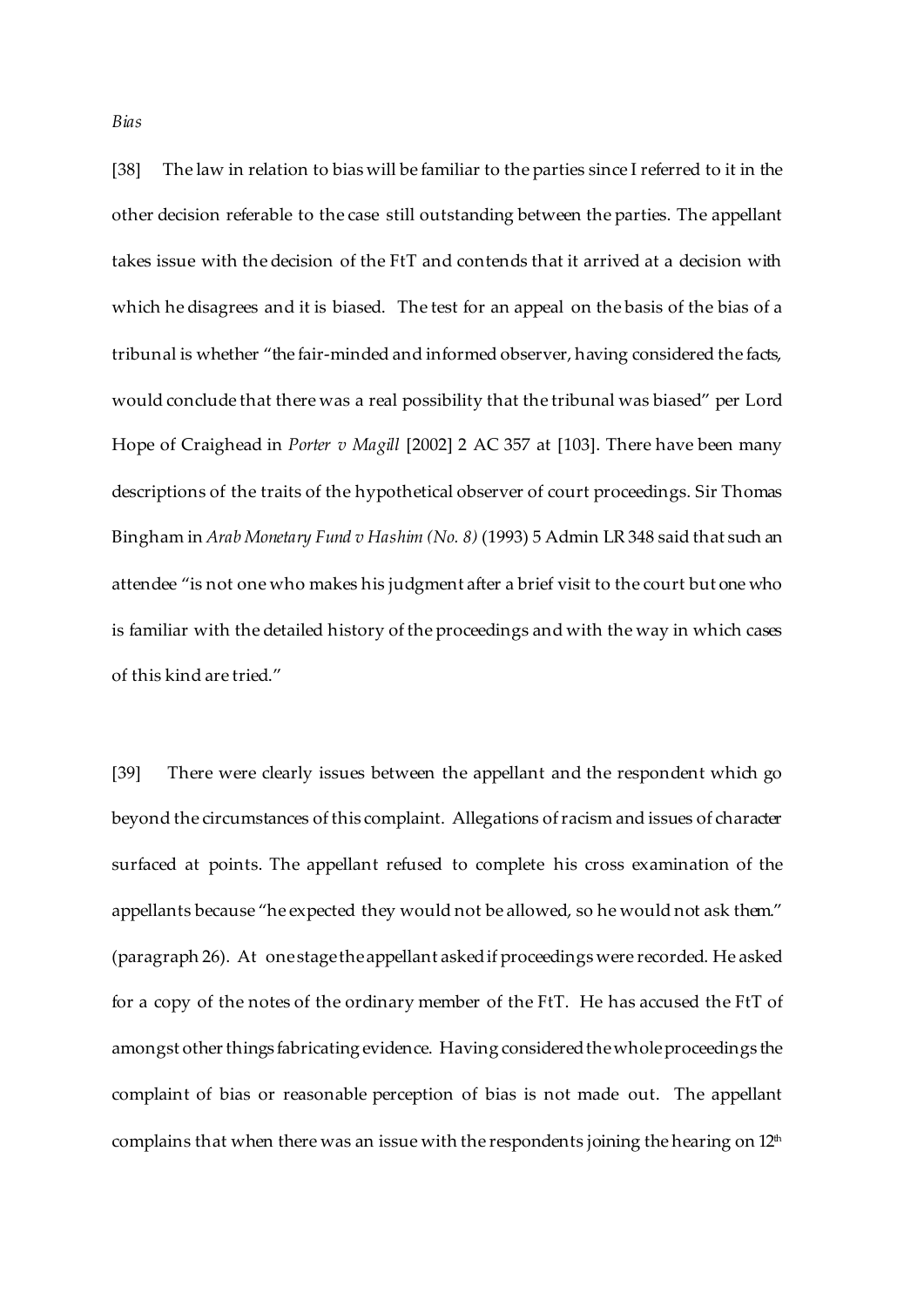*Bias*

[38] The law in relation to bias will be familiar to the parties since I referred to it in the other decision referable to the case still outstanding between the parties. The appellant takes issue with the decision of the FtT and contends that it arrived at a decision with which he disagrees and it is biased. The test for an appeal on the basis of the bias of a tribunal is whether "the fair-minded and informed observer, having considered the facts, would conclude that there was a real possibility that the tribunal was biased" per Lord Hope of Craighead in *Porter v Magill* [2002] 2 AC 357 at [103]. There have been many descriptions of the traits of the hypothetical observer of court proceedings. Sir Thomas Bingham in *Arab Monetary Fund v Hashim (No. 8)* (1993) 5 Admin LR 348 said that such an attendee "is not one who makes his judgment after a brief visit to the court but one who is familiar with the detailed history of the proceedings and with the way in which cases of this kind are tried."

[39] There were clearly issues between the appellant and the respondent which go beyond the circumstances of this complaint. Allegations of racism and issues of character surfaced at points. The appellant refused to complete his cross examination of the appellants because "he expected they would not be allowed, so he would not ask them." (paragraph 26). At one stage the appellant asked if proceedings were recorded. He asked for a copy of the notes of the ordinary member of the FtT. He has accused the FtT of amongst other things fabricating evidence. Having considered the whole proceedings the complaint of bias or reasonable perception of bias is not made out. The appellant complains that when there was an issue with the respondents joining the hearing on 12th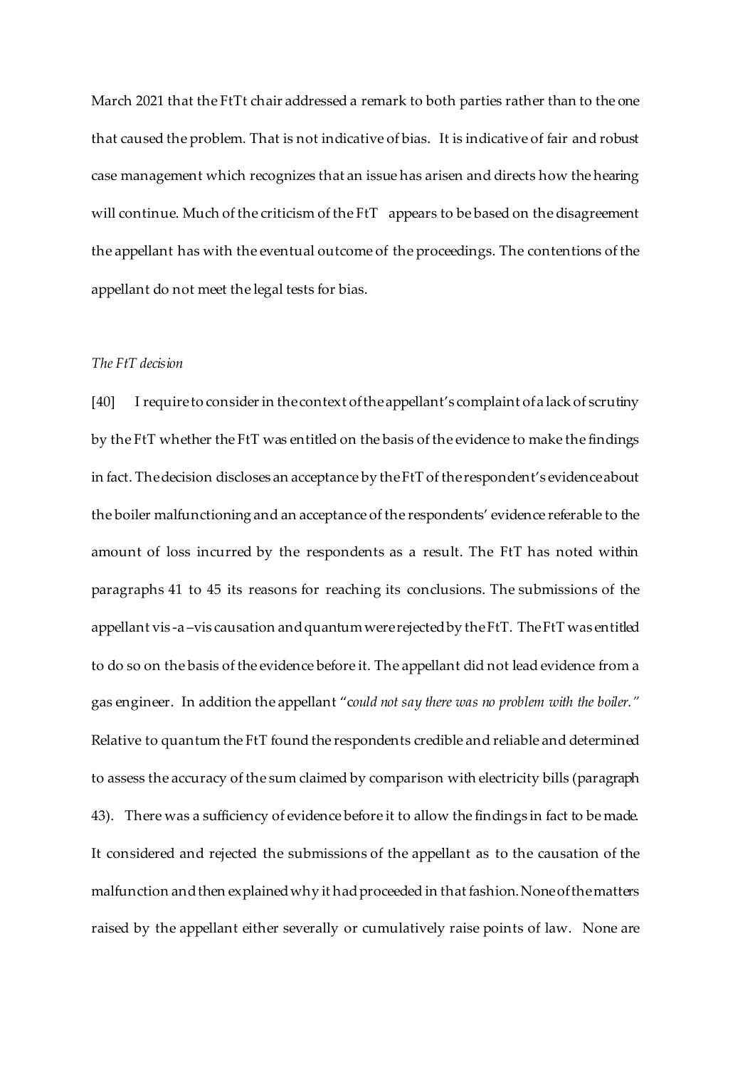March 2021 that the FtTt chair addressed a remark to both parties rather than to the one that caused the problem. That is not indicative of bias. It is indicative of fair and robust case management which recognizes that an issue has arisen and directs how the hearing will continue. Much of the criticism of the FtT appears to be based on the disagreement the appellant has with the eventual outcome of the proceedings. The contentions of the appellant do not meet the legal tests for bias.

*The FtT decision*

[40] I require to consider in the context of the appellant's complaint of a lack of scrutiny by the FtT whether the FtT was entitled on the basis of the evidence to make the findings in fact. The decision discloses an acceptance by the FtT of the respondent's evidence about the boiler malfunctioning and an acceptance of the respondents' evidence referable to the amount of loss incurred by the respondents as a result. The FtT has noted within paragraphs 41 to 45 its reasons for reaching its conclusions. The submissions of the appellant vis-a–vis causation and quantum were rejected by the FtT. The FtT was entitled to do so on the basis of the evidence before it. The appellant did not lead evidence from a gas engineer. In addition the appellant "*could not say there was no problem with the boiler.*" Relative to quantum the FtT found the respondents credible and reliable and determined to assess the accuracy of the sum claimed by comparison with electricity bills (paragraph 43). There was a sufficiency of evidence before it to allow the findings in fact to be made. It considered and rejected the submissions of the appellant as to the causation of the malfunction and then explained why it had proceeded in that fashion. None of the matters raised by the appellant either severally or cumulatively raise points of law. None are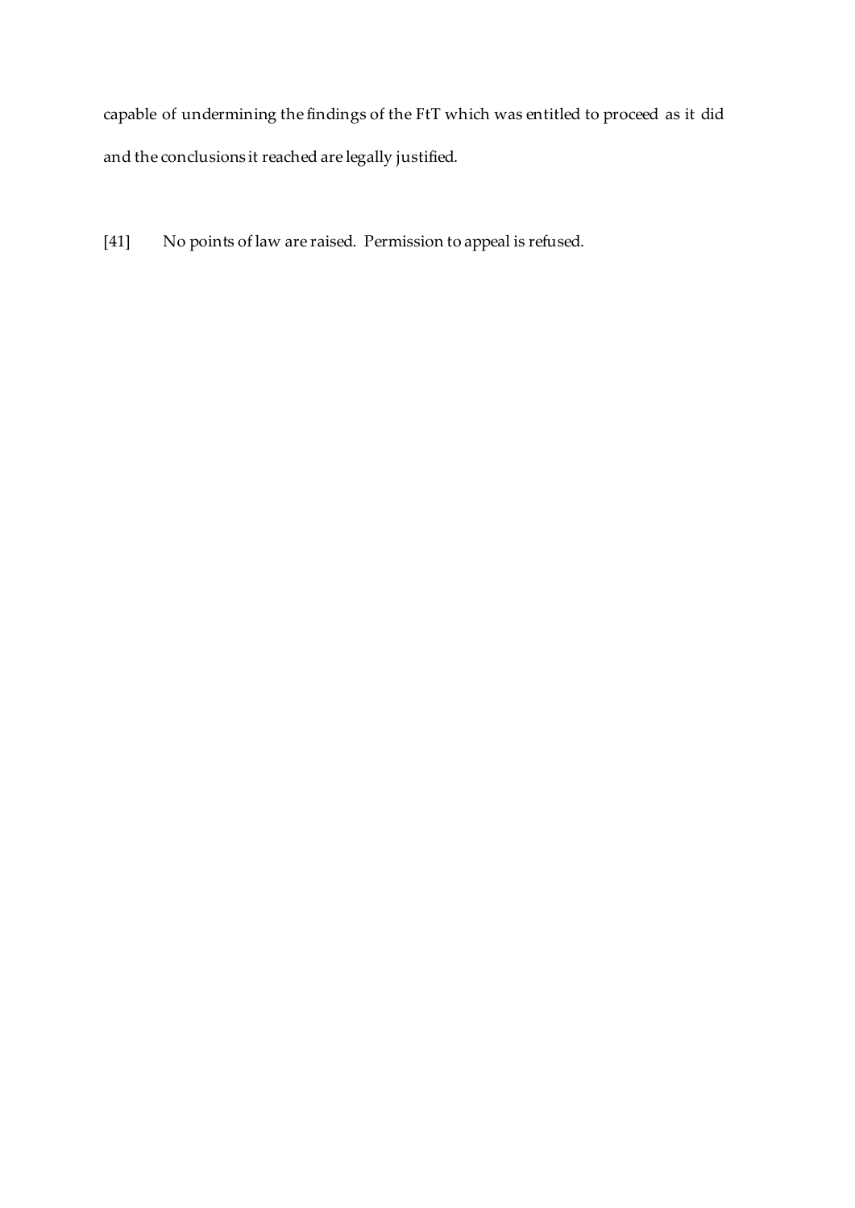capable of undermining the findings of the FtT which was entitled to proceed as it did and the conclusions it reached are legally justified.

[41] No points of law are raised. Permission to appeal is refused.